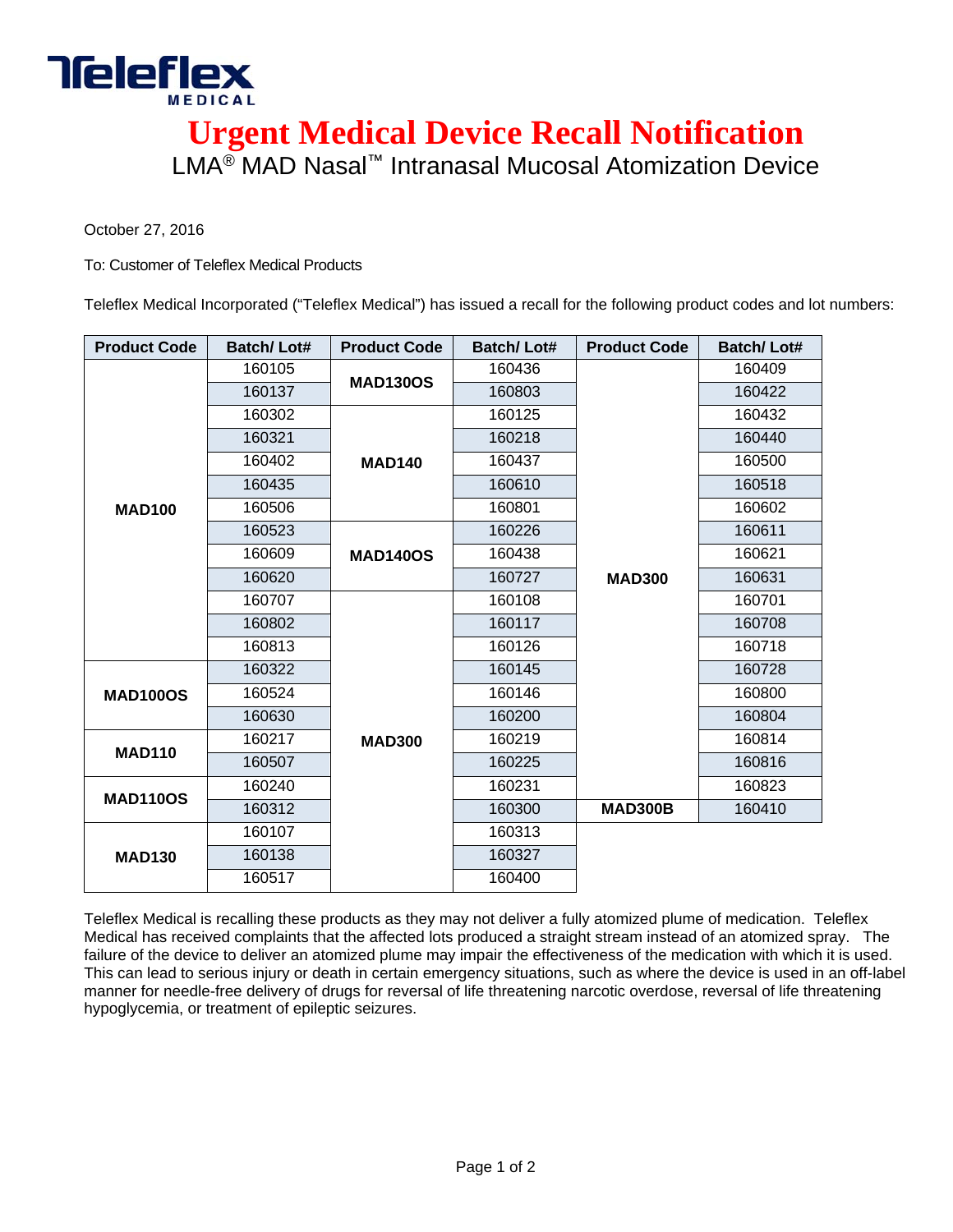Teleflex MEDICAL

# Urgent Medical Device Recall Notification

## LMA® MAD Nasal™ Intranasal Mucosal Atomization Device

October 27, 2016

To: Customer of Teleflex Medical Products

Teleflex Medical Incorporated ("Teleflex Medical") has issued a recall for the following product codes and lot numbers:

| Product Code | Batch/ Lot# | Product Code | Batch/ Lot# | Product Code | Batch/ Lot# |
|---|---|---|---|---|---|
| MAD100 | 160105 | MAD130OS | 160436 | MAD300 | 160409 |
| | 160137 | | 160803 | | 160422 |
| | 160302 | MAD140 | 160125 | | 160432 |
| | 160321 | | 160218 | | 160440 |
| | 160402 | | 160437 | | 160500 |
| | 160435 | | 160610 | | 160518 |
| | 160506 | | 160801 | | 160602 |
| | 160523 | MAD140OS | 160226 | | 160611 |
| | 160609 | | 160438 | | 160621 |
| | 160620 | | 160727 | | 160631 |
| | 160707 | MAD300 | 160108 | | 160701 |
| | 160802 | | 160117 | | 160708 |
| | 160813 | | 160126 | | 160718 |
| MAD100OS | 160322 | | 160145 | | 160728 |
| | 160524 | | 160146 | | 160800 |
| | 160630 | | 160200 | | 160804 |
| MAD110 | 160217 | | 160219 | | 160814 |
| | 160507 | | 160225 | | 160816 |
| MAD110OS | 160240 | | 160231 | | 160823 |
| | 160312 | | 160300 | MAD300B | 160410 |
| MAD130 | 160107 | | 160313 | | |
| | 160138 | | 160327 | | |
| | 160517 | | 160400 | | |

Teleflex Medical is recalling these products as they may not deliver a fully atomized plume of medication. Teleflex Medical has received complaints that the affected lots produced a straight stream instead of an atomized spray. The failure of the device to deliver an atomized plume may impair the effectiveness of the medication with which it is used. This can lead to serious injury or death in certain emergency situations, such as where the device is used in an off-label manner for needle-free delivery of drugs for reversal of life threatening narcotic overdose, reversal of life threatening hypoglycemia, or treatment of epileptic seizures.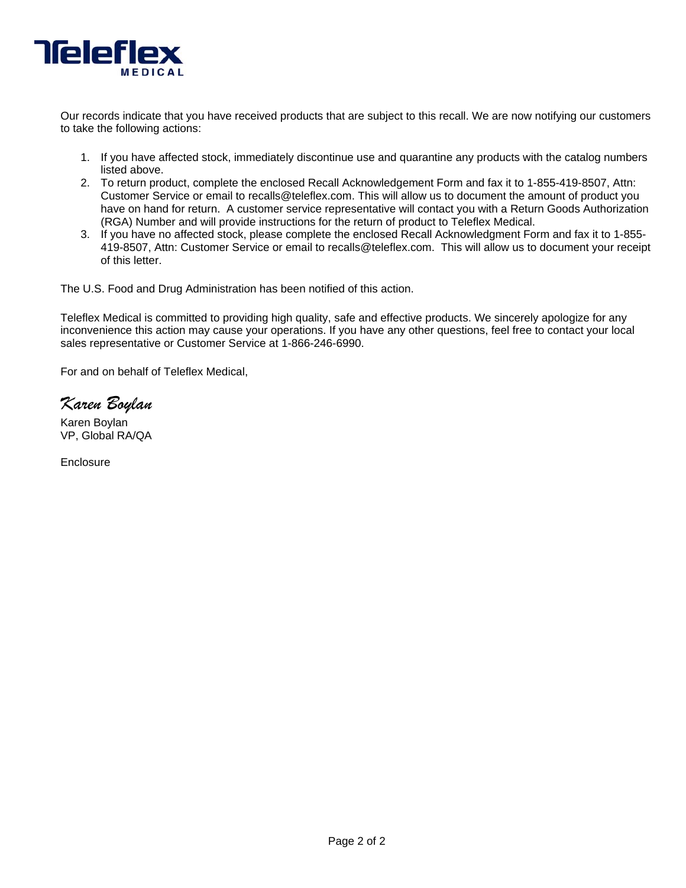Our records indicate that you have received products that are subject to this recall. We are now notifying our customers to take the following actions:

1. If you have affected stock, immediately discontinue use and quarantine any products with the catalog numbers listed above.
2. To return product, complete the enclosed Recall Acknowledgement Form and fax it to 1-855-419-8507, Attn: Customer Service or email to recalls@teleflex.com. This will allow us to document the amount of product you have on hand for return. A customer service representative will contact you with a Return Goods Authorization (RGA) Number and will provide instructions for the return of product to Teleflex Medical.
3. If you have no affected stock, please complete the enclosed Recall Acknowledgment Form and fax it to 1-855-419-8507, Attn: Customer Service or email to recalls@teleflex.com. This will allow us to document your receipt of this letter.

The U.S. Food and Drug Administration has been notified of this action.

Teleflex Medical is committed to providing high quality, safe and effective products. We sincerely apologize for any inconvenience this action may cause your operations. If you have any other questions, feel free to contact your local sales representative or Customer Service at 1-866-246-6990.

For and on behalf of Teleflex Medical,

*Karen Boylan*

Karen Boylan
VP, Global RA/QA

Enclosure